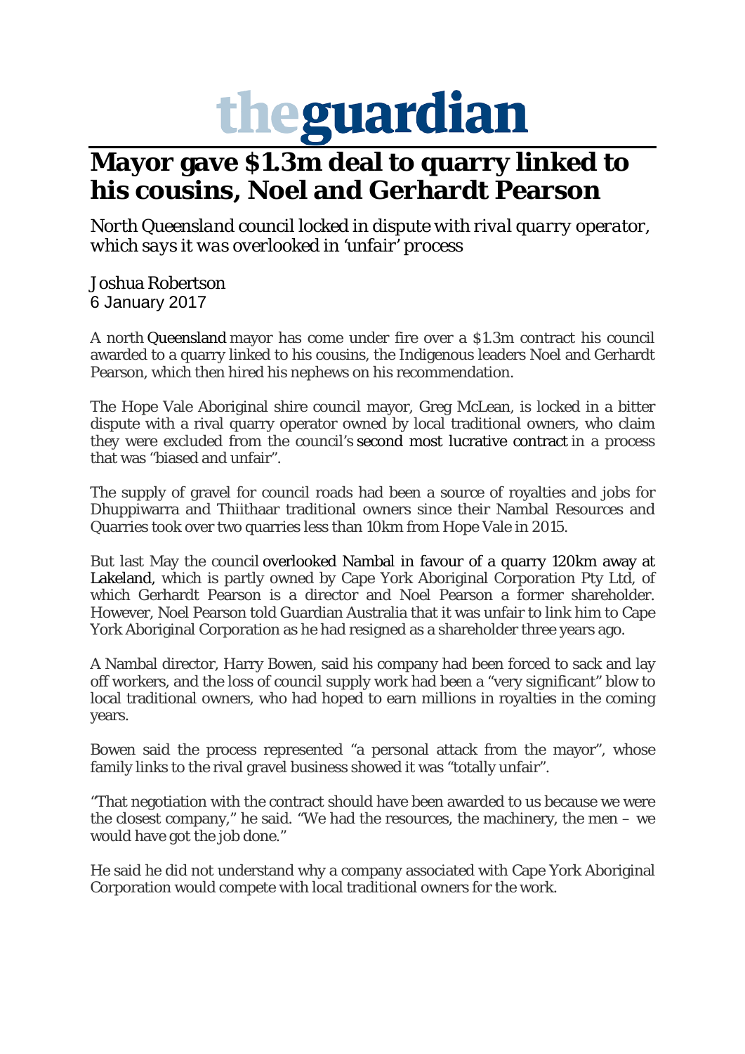# theguardian

## Mayor gave $1.3m deal to quarry linked to his cousins, Noel and Gerhardt Pearson

*North Queensland council locked in dispute with rival quarry operator, which says it was overlooked in 'unfair' process*

Joshua Robertson
6 January 2017

A north Queensland mayor has come under fire over a $1.3m contract his council awarded to a quarry linked to his cousins, the Indigenous leaders Noel and Gerhardt Pearson, which then hired his nephews on his recommendation.

The Hope Vale Aboriginal shire council mayor, Greg McLean, is locked in a bitter dispute with a rival quarry operator owned by local traditional owners, who claim they were excluded from the council's second most lucrative contract in a process that was "biased and unfair".

The supply of gravel for council roads had been a source of royalties and jobs for Dhuppiwarra and Thiithaar traditional owners since their Nambal Resources and Quarries took over two quarries less than 10km from Hope Vale in 2015.

But last May the council overlooked Nambal in favour of a quarry 120km away at Lakeland, which is partly owned by Cape York Aboriginal Corporation Pty Ltd, of which Gerhardt Pearson is a director and Noel Pearson a former shareholder. However, Noel Pearson told Guardian Australia that it was unfair to link him to Cape York Aboriginal Corporation as he had resigned as a shareholder three years ago.

A Nambal director, Harry Bowen, said his company had been forced to sack and lay off workers, and the loss of council supply work had been a "very significant" blow to local traditional owners, who had hoped to earn millions in royalties in the coming years.

Bowen said the process represented "a personal attack from the mayor", whose family links to the rival gravel business showed it was "totally unfair".

"That negotiation with the contract should have been awarded to us because we were the closest company," he said. "We had the resources, the machinery, the men – we would have got the job done."

He said he did not understand why a company associated with Cape York Aboriginal Corporation would compete with local traditional owners for the work.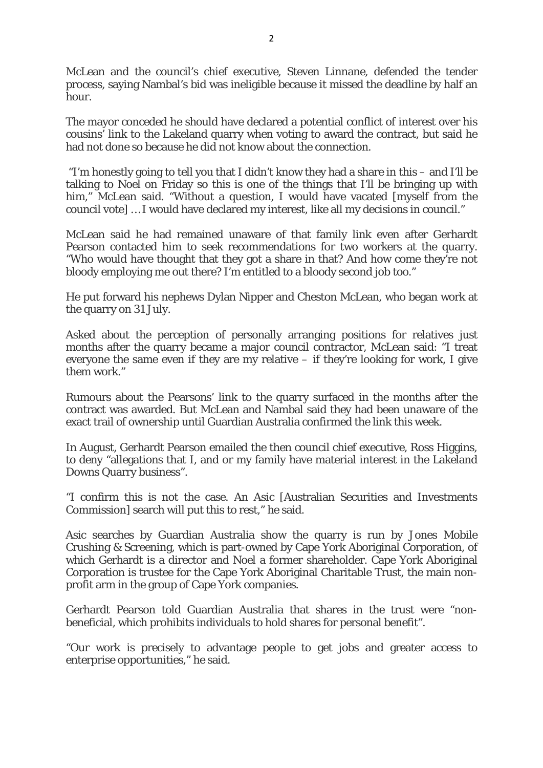McLean and the council's chief executive, Steven Linnane, defended the tender process, saying Nambal's bid was ineligible because it missed the deadline by half an hour.

The mayor conceded he should have declared a potential conflict of interest over his cousins' link to the Lakeland quarry when voting to award the contract, but said he had not done so because he did not know about the connection.

"I'm honestly going to tell you that I didn't know they had a share in this – and I'll be talking to Noel on Friday so this is one of the things that I'll be bringing up with him," McLean said. "Without a question, I would have vacated [myself from the council vote] … I would have declared my interest, like all my decisions in council."

McLean said he had remained unaware of that family link even after Gerhardt Pearson contacted him to seek recommendations for two workers at the quarry. "Who would have thought that they got a share in that? And how come they're not bloody employing me out there? I'm entitled to a bloody second job too."

He put forward his nephews Dylan Nipper and Cheston McLean, who began work at the quarry on 31 July.

Asked about the perception of personally arranging positions for relatives just months after the quarry became a major council contractor, McLean said: "I treat everyone the same even if they are my relative – if they're looking for work, I give them work."

Rumours about the Pearsons' link to the quarry surfaced in the months after the contract was awarded. But McLean and Nambal said they had been unaware of the exact trail of ownership until Guardian Australia confirmed the link this week.

In August, Gerhardt Pearson emailed the then council chief executive, Ross Higgins, to deny "allegations that I, and or my family have material interest in the Lakeland Downs Quarry business".

"I confirm this is not the case. An Asic [Australian Securities and Investments Commission] search will put this to rest," he said.

Asic searches by Guardian Australia show the quarry is run by Jones Mobile Crushing & Screening, which is part-owned by Cape York Aboriginal Corporation, of which Gerhardt is a director and Noel a former shareholder. Cape York Aboriginal Corporation is trustee for the Cape York Aboriginal Charitable Trust, the main non-profit arm in the group of Cape York companies.

Gerhardt Pearson told Guardian Australia that shares in the trust were "non-beneficial, which prohibits individuals to hold shares for personal benefit".

"Our work is precisely to advantage people to get jobs and greater access to enterprise opportunities," he said.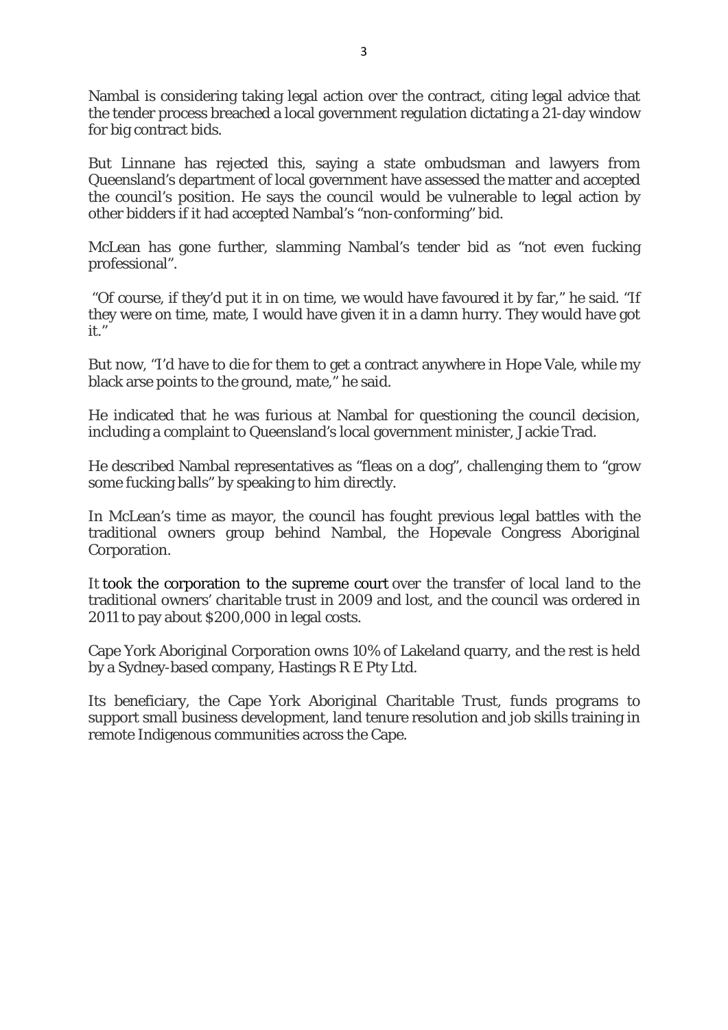Nambal is considering taking legal action over the contract, citing legal advice that the tender process breached a local government regulation dictating a 21-day window for big contract bids.

But Linnane has rejected this, saying a state ombudsman and lawyers from Queensland's department of local government have assessed the matter and accepted the council's position. He says the council would be vulnerable to legal action by other bidders if it had accepted Nambal's "non-conforming" bid.

McLean has gone further, slamming Nambal's tender bid as "not even fucking professional".

"Of course, if they'd put it in on time, we would have favoured it by far," he said. "If they were on time, mate, I would have given it in a damn hurry. They would have got it."

But now, "I'd have to die for them to get a contract anywhere in Hope Vale, while my black arse points to the ground, mate," he said.

He indicated that he was furious at Nambal for questioning the council decision, including a complaint to Queensland's local government minister, Jackie Trad.

He described Nambal representatives as "fleas on a dog", challenging them to "grow some fucking balls" by speaking to him directly.

In McLean's time as mayor, the council has fought previous legal battles with the traditional owners group behind Nambal, the Hopevale Congress Aboriginal Corporation.

It took the corporation to the supreme court over the transfer of local land to the traditional owners' charitable trust in 2009 and lost, and the council was ordered in 2011 to pay about $200,000 in legal costs.

Cape York Aboriginal Corporation owns 10% of Lakeland quarry, and the rest is held by a Sydney-based company, Hastings R E Pty Ltd.

Its beneficiary, the Cape York Aboriginal Charitable Trust, funds programs to support small business development, land tenure resolution and job skills training in remote Indigenous communities across the Cape.